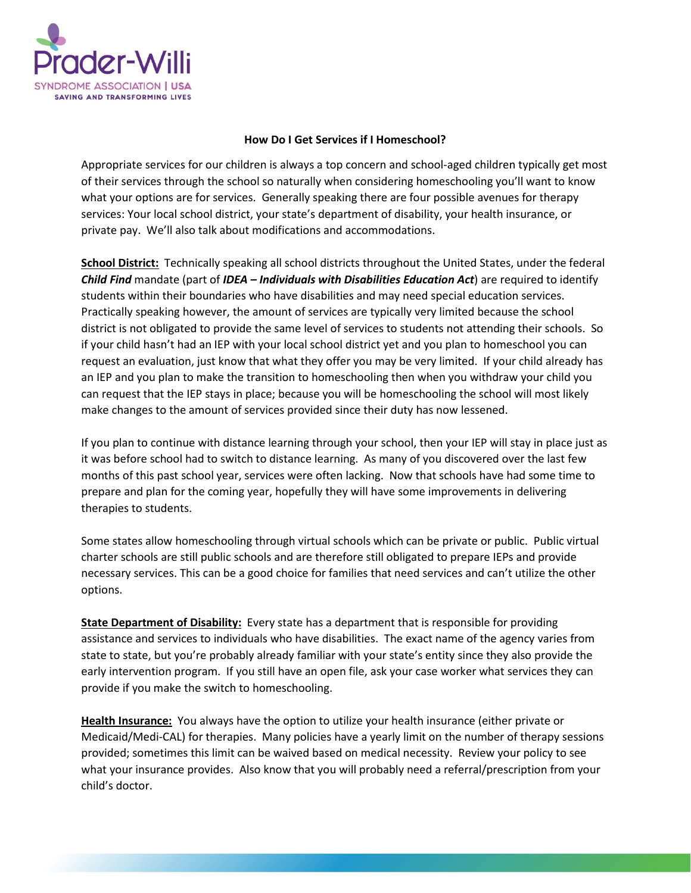Prader-Willi
SYNDROME ASSOCIATION | USA
SAVING AND TRANSFORMING LIVES

**How Do I Get Services if I Homeschool?**

Appropriate services for our children is always a top concern and school-aged children typically get most of their services through the school so naturally when considering homeschooling you'll want to know what your options are for services. Generally speaking there are four possible avenues for therapy services: Your local school district, your state's department of disability, your health insurance, or private pay. We'll also talk about modifications and accommodations.

**School District:** Technically speaking all school districts throughout the United States, under the federal ***Child Find*** mandate (part of ***IDEA – Individuals with Disabilities Education Act***) are required to identify students within their boundaries who have disabilities and may need special education services. Practically speaking however, the amount of services are typically very limited because the school district is not obligated to provide the same level of services to students not attending their schools. So if your child hasn't had an IEP with your local school district yet and you plan to homeschool you can request an evaluation, just know that what they offer you may be very limited. If your child already has an IEP and you plan to make the transition to homeschooling then when you withdraw your child you can request that the IEP stays in place; because you will be homeschooling the school will most likely make changes to the amount of services provided since their duty has now lessened.

If you plan to continue with distance learning through your school, then your IEP will stay in place just as it was before school had to switch to distance learning. As many of you discovered over the last few months of this past school year, services were often lacking. Now that schools have had some time to prepare and plan for the coming year, hopefully they will have some improvements in delivering therapies to students.

Some states allow homeschooling through virtual schools which can be private or public. Public virtual charter schools are still public schools and are therefore still obligated to prepare IEPs and provide necessary services. This can be a good choice for families that need services and can't utilize the other options.

**State Department of Disability:** Every state has a department that is responsible for providing assistance and services to individuals who have disabilities. The exact name of the agency varies from state to state, but you're probably already familiar with your state's entity since they also provide the early intervention program. If you still have an open file, ask your case worker what services they can provide if you make the switch to homeschooling.

**Health Insurance:** You always have the option to utilize your health insurance (either private or Medicaid/Medi-CAL) for therapies. Many policies have a yearly limit on the number of therapy sessions provided; sometimes this limit can be waived based on medical necessity. Review your policy to see what your insurance provides. Also know that you will probably need a referral/prescription from your child's doctor.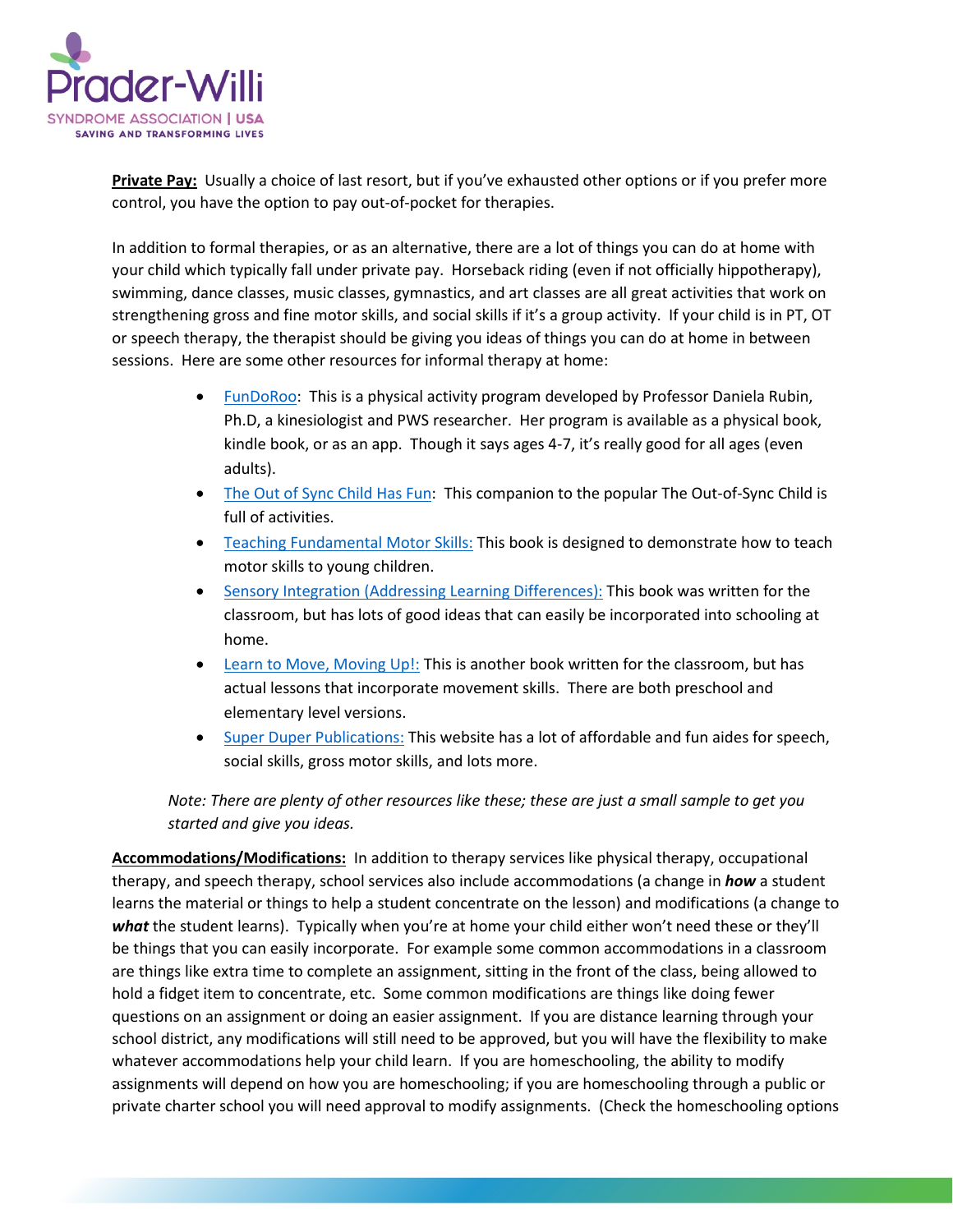**Private Pay:** Usually a choice of last resort, but if you've exhausted other options or if you prefer more control, you have the option to pay out-of-pocket for therapies.

In addition to formal therapies, or as an alternative, there are a lot of things you can do at home with your child which typically fall under private pay. Horseback riding (even if not officially hippotherapy), swimming, dance classes, music classes, gymnastics, and art classes are all great activities that work on strengthening gross and fine motor skills, and social skills if it's a group activity. If your child is in PT, OT or speech therapy, the therapist should be giving you ideas of things you can do at home in between sessions. Here are some other resources for informal therapy at home:

- FunDoRoo: This is a physical activity program developed by Professor Daniela Rubin, Ph.D, a kinesiologist and PWS researcher. Her program is available as a physical book, kindle book, or as an app. Though it says ages 4-7, it's really good for all ages (even adults).
- The Out of Sync Child Has Fun: This companion to the popular The Out-of-Sync Child is full of activities.
- Teaching Fundamental Motor Skills: This book is designed to demonstrate how to teach motor skills to young children.
- Sensory Integration (Addressing Learning Differences): This book was written for the classroom, but has lots of good ideas that can easily be incorporated into schooling at home.
- Learn to Move, Moving Up!: This is another book written for the classroom, but has actual lessons that incorporate movement skills. There are both preschool and elementary level versions.
- Super Duper Publications: This website has a lot of affordable and fun aides for speech, social skills, gross motor skills, and lots more.

*Note: There are plenty of other resources like these; these are just a small sample to get you started and give you ideas.*

**Accommodations/Modifications:** In addition to therapy services like physical therapy, occupational therapy, and speech therapy, school services also include accommodations (a change in ***how*** a student learns the material or things to help a student concentrate on the lesson) and modifications (a change to ***what*** the student learns). Typically when you're at home your child either won't need these or they'll be things that you can easily incorporate. For example some common accommodations in a classroom are things like extra time to complete an assignment, sitting in the front of the class, being allowed to hold a fidget item to concentrate, etc. Some common modifications are things like doing fewer questions on an assignment or doing an easier assignment. If you are distance learning through your school district, any modifications will still need to be approved, but you will have the flexibility to make whatever accommodations help your child learn. If you are homeschooling, the ability to modify assignments will depend on how you are homeschooling; if you are homeschooling through a public or private charter school you will need approval to modify assignments. (Check the homeschooling options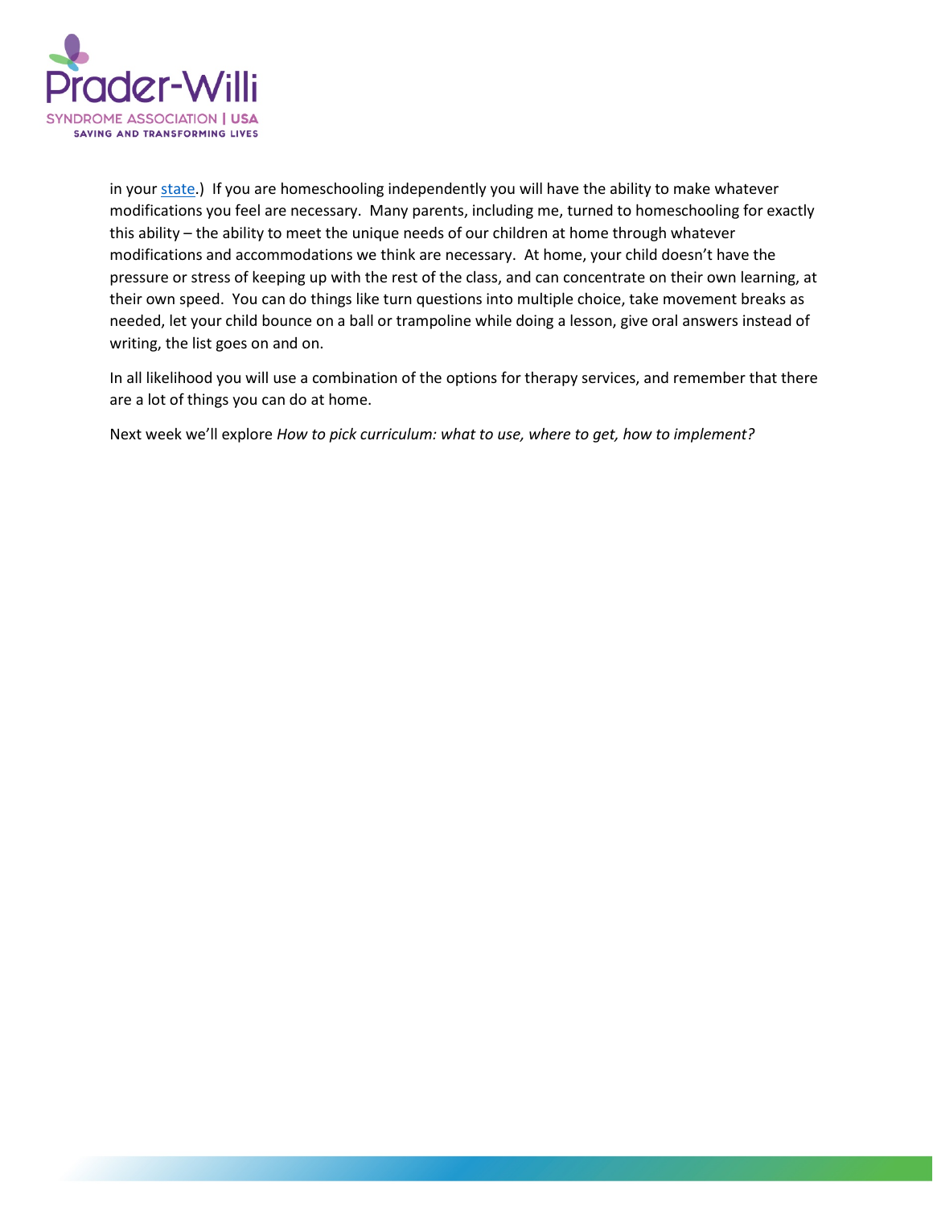in your [state](state).) If you are homeschooling independently you will have the ability to make whatever modifications you feel are necessary. Many parents, including me, turned to homeschooling for exactly this ability – the ability to meet the unique needs of our children at home through whatever modifications and accommodations we think are necessary. At home, your child doesn't have the pressure or stress of keeping up with the rest of the class, and can concentrate on their own learning, at their own speed. You can do things like turn questions into multiple choice, take movement breaks as needed, let your child bounce on a ball or trampoline while doing a lesson, give oral answers instead of writing, the list goes on and on.

In all likelihood you will use a combination of the options for therapy services, and remember that there are a lot of things you can do at home.

Next week we'll explore *How to pick curriculum: what to use, where to get, how to implement?*